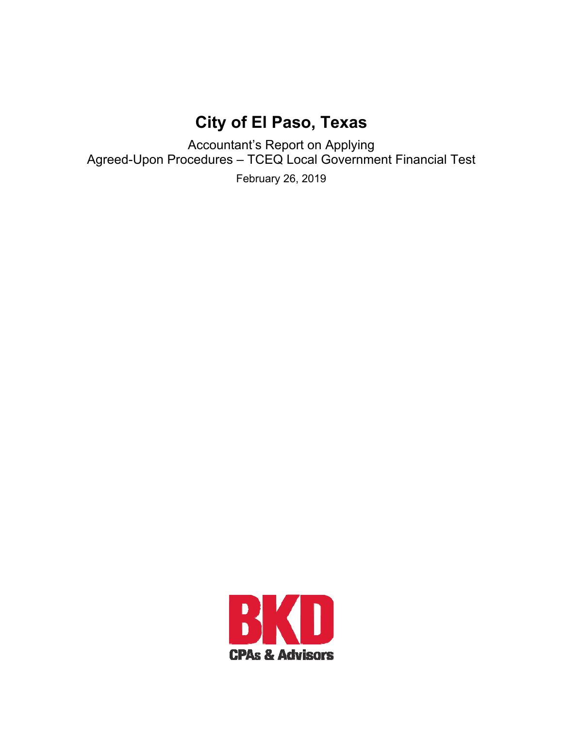# City of El Paso, Texas

Accountant's Report on Applying
Agreed-Upon Procedures – TCEQ Local Government Financial Test

February 26, 2019

BKD
CPAs & Advisors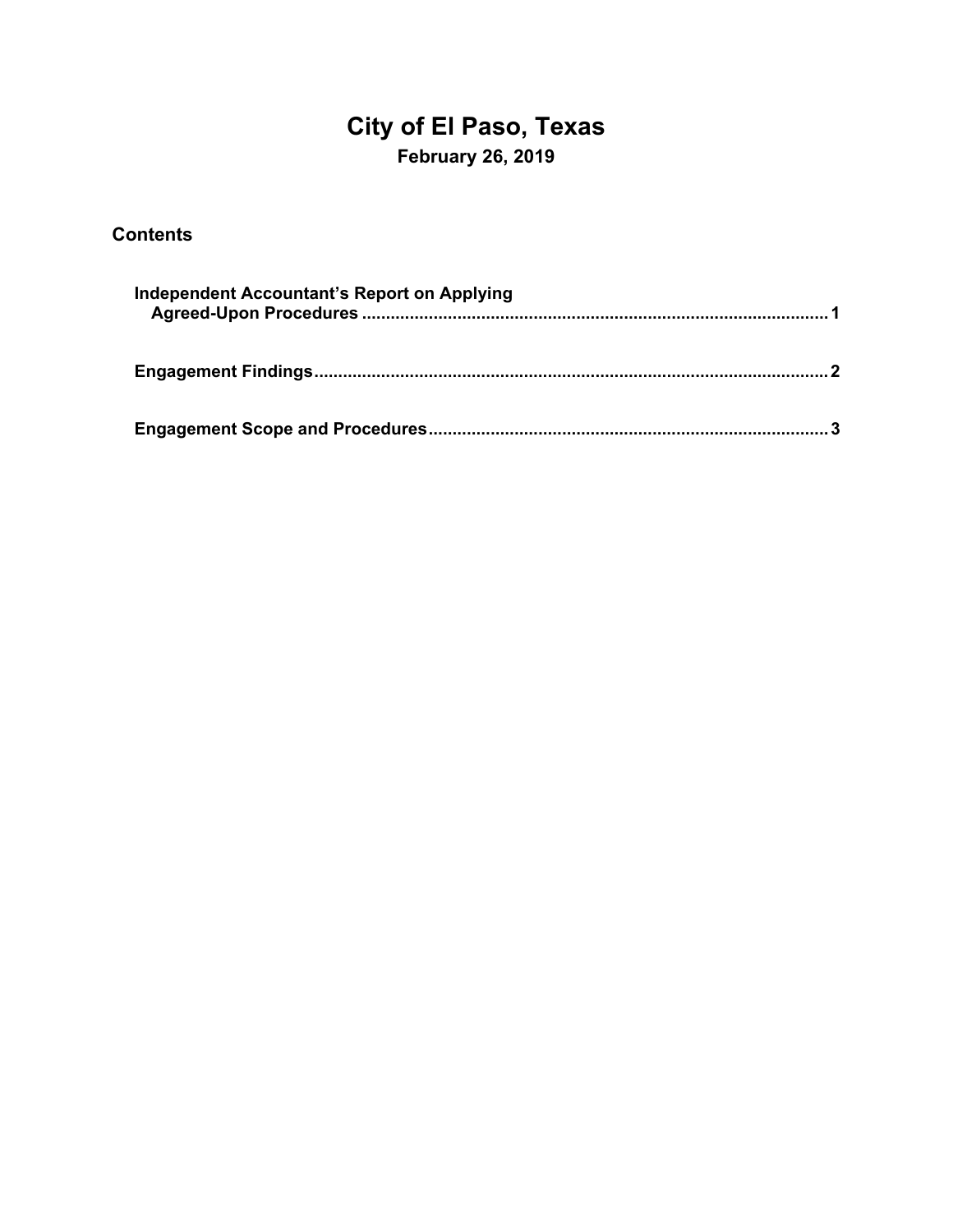# City of El Paso, Texas
### February 26, 2019

## Contents

| | |
|---|---|
| **Independent Accountant's Report on Applying Agreed-Upon Procedures** | **1** |
| **Engagement Findings** | **2** |
| **Engagement Scope and Procedures** | **3** |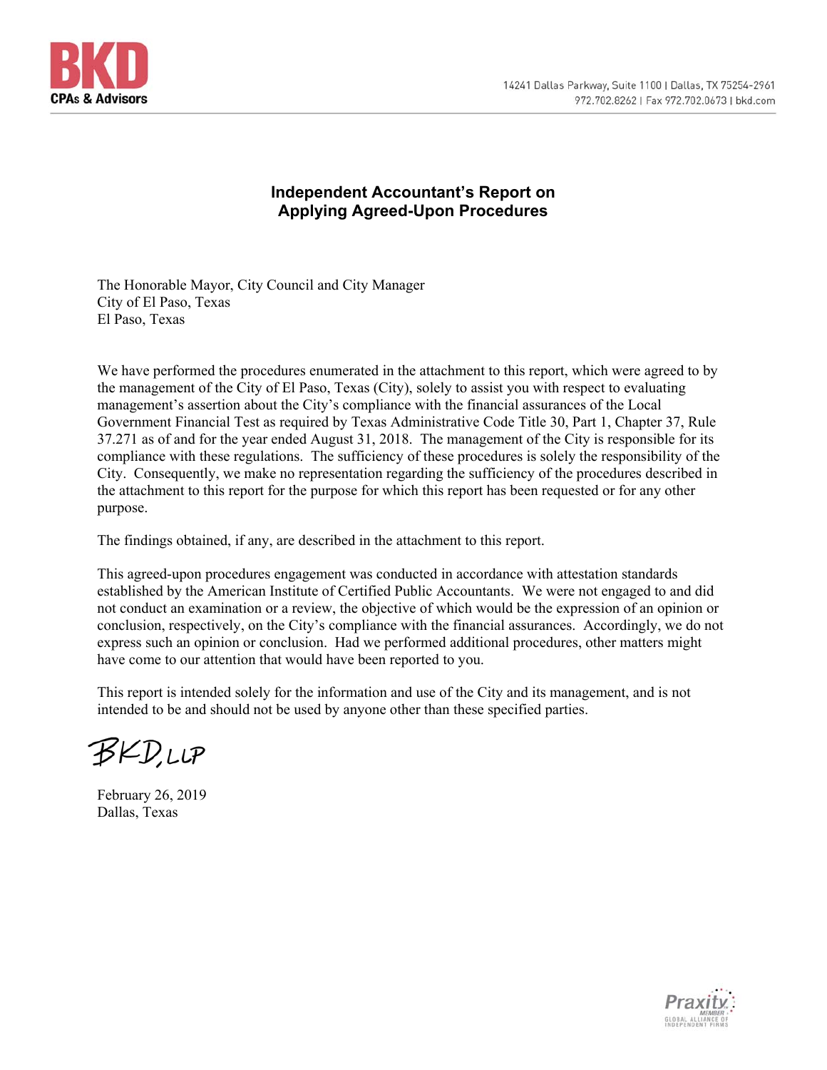**BKD**
**CPAs & Advisors**

14241 Dallas Parkway, Suite 1100 | Dallas, TX 75254-2961
972.702.8262 | Fax 972.702.0673 | bkd.com

## Independent Accountant's Report on Applying Agreed-Upon Procedures

The Honorable Mayor, City Council and City Manager
City of El Paso, Texas
El Paso, Texas

We have performed the procedures enumerated in the attachment to this report, which were agreed to by the management of the City of El Paso, Texas (City), solely to assist you with respect to evaluating management's assertion about the City's compliance with the financial assurances of the Local Government Financial Test as required by Texas Administrative Code Title 30, Part 1, Chapter 37, Rule 37.271 as of and for the year ended August 31, 2018. The management of the City is responsible for its compliance with these regulations. The sufficiency of these procedures is solely the responsibility of the City. Consequently, we make no representation regarding the sufficiency of the procedures described in the attachment to this report for the purpose for which this report has been requested or for any other purpose.

The findings obtained, if any, are described in the attachment to this report.

This agreed-upon procedures engagement was conducted in accordance with attestation standards established by the American Institute of Certified Public Accountants. We were not engaged to and did not conduct an examination or a review, the objective of which would be the expression of an opinion or conclusion, respectively, on the City's compliance with the financial assurances. Accordingly, we do not express such an opinion or conclusion. Had we performed additional procedures, other matters might have come to our attention that would have been reported to you.

This report is intended solely for the information and use of the City and its management, and is not intended to be and should not be used by anyone other than these specified parties.

BKD, LLP

February 26, 2019
Dallas, Texas

Praxity MEMBER
GLOBAL ALLIANCE OF INDEPENDENT FIRMS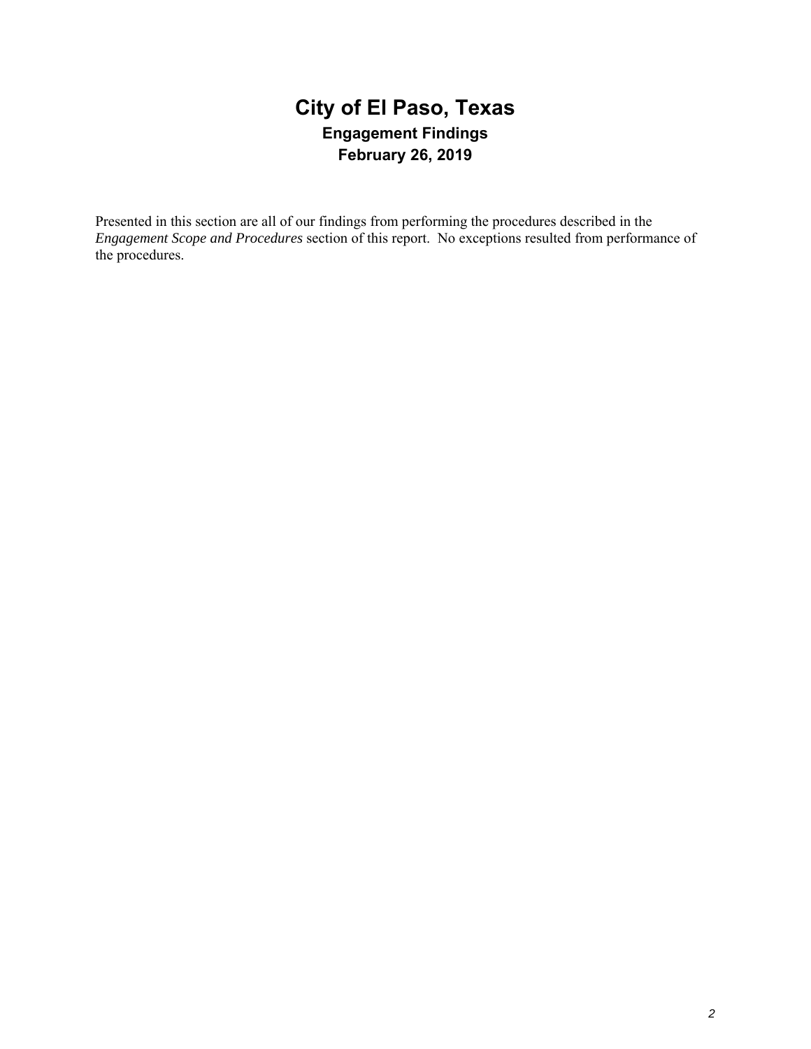# City of El Paso, Texas

## Engagement Findings

## February 26, 2019

Presented in this section are all of our findings from performing the procedures described in the *Engagement Scope and Procedures* section of this report. No exceptions resulted from performance of the procedures.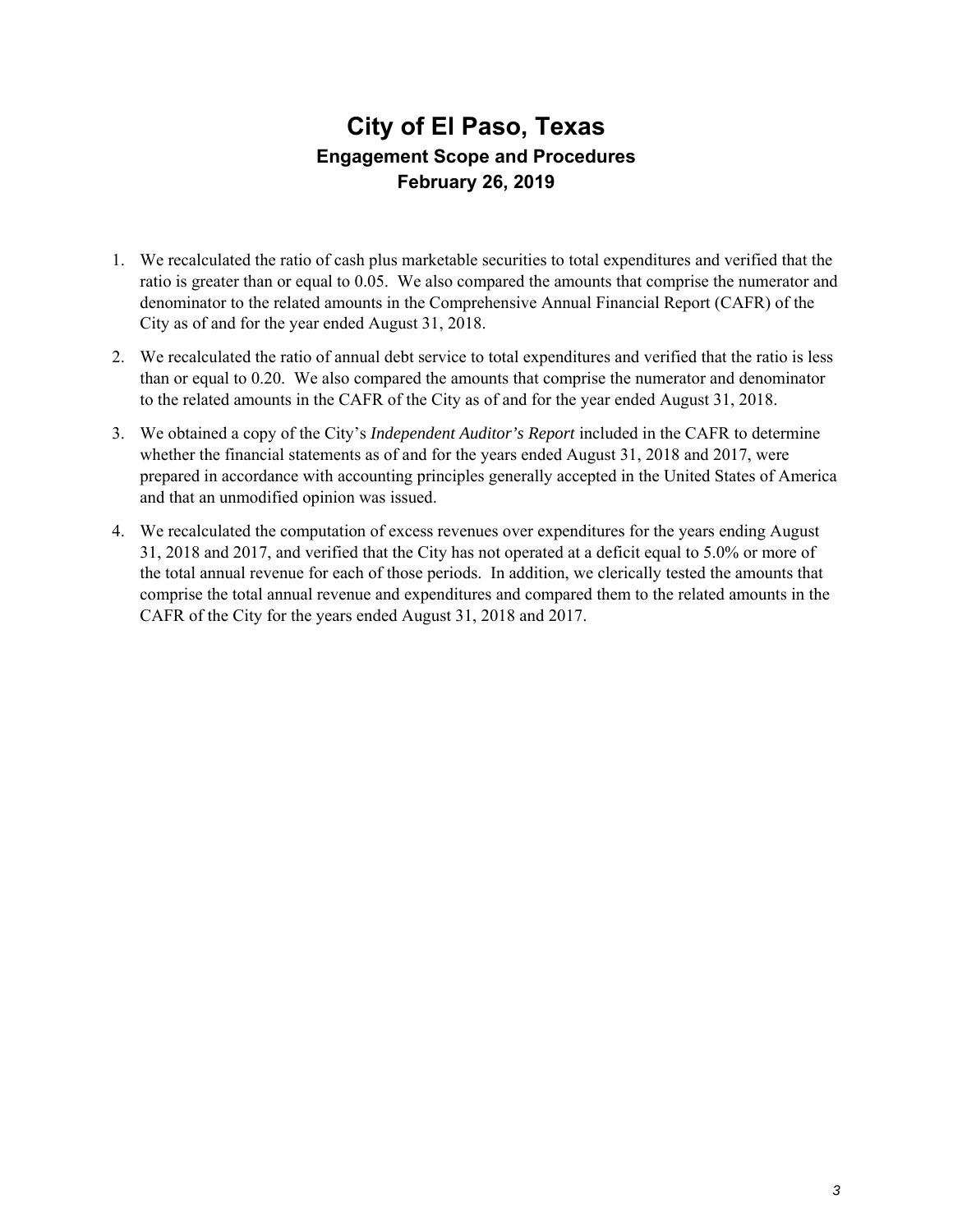# City of El Paso, Texas

## Engagement Scope and Procedures

## February 26, 2019

1. We recalculated the ratio of cash plus marketable securities to total expenditures and verified that the ratio is greater than or equal to 0.05. We also compared the amounts that comprise the numerator and denominator to the related amounts in the Comprehensive Annual Financial Report (CAFR) of the City as of and for the year ended August 31, 2018.

2. We recalculated the ratio of annual debt service to total expenditures and verified that the ratio is less than or equal to 0.20. We also compared the amounts that comprise the numerator and denominator to the related amounts in the CAFR of the City as of and for the year ended August 31, 2018.

3. We obtained a copy of the City's *Independent Auditor's Report* included in the CAFR to determine whether the financial statements as of and for the years ended August 31, 2018 and 2017, were prepared in accordance with accounting principles generally accepted in the United States of America and that an unmodified opinion was issued.

4. We recalculated the computation of excess revenues over expenditures for the years ending August 31, 2018 and 2017, and verified that the City has not operated at a deficit equal to 5.0% or more of the total annual revenue for each of those periods. In addition, we clerically tested the amounts that comprise the total annual revenue and expenditures and compared them to the related amounts in the CAFR of the City for the years ended August 31, 2018 and 2017.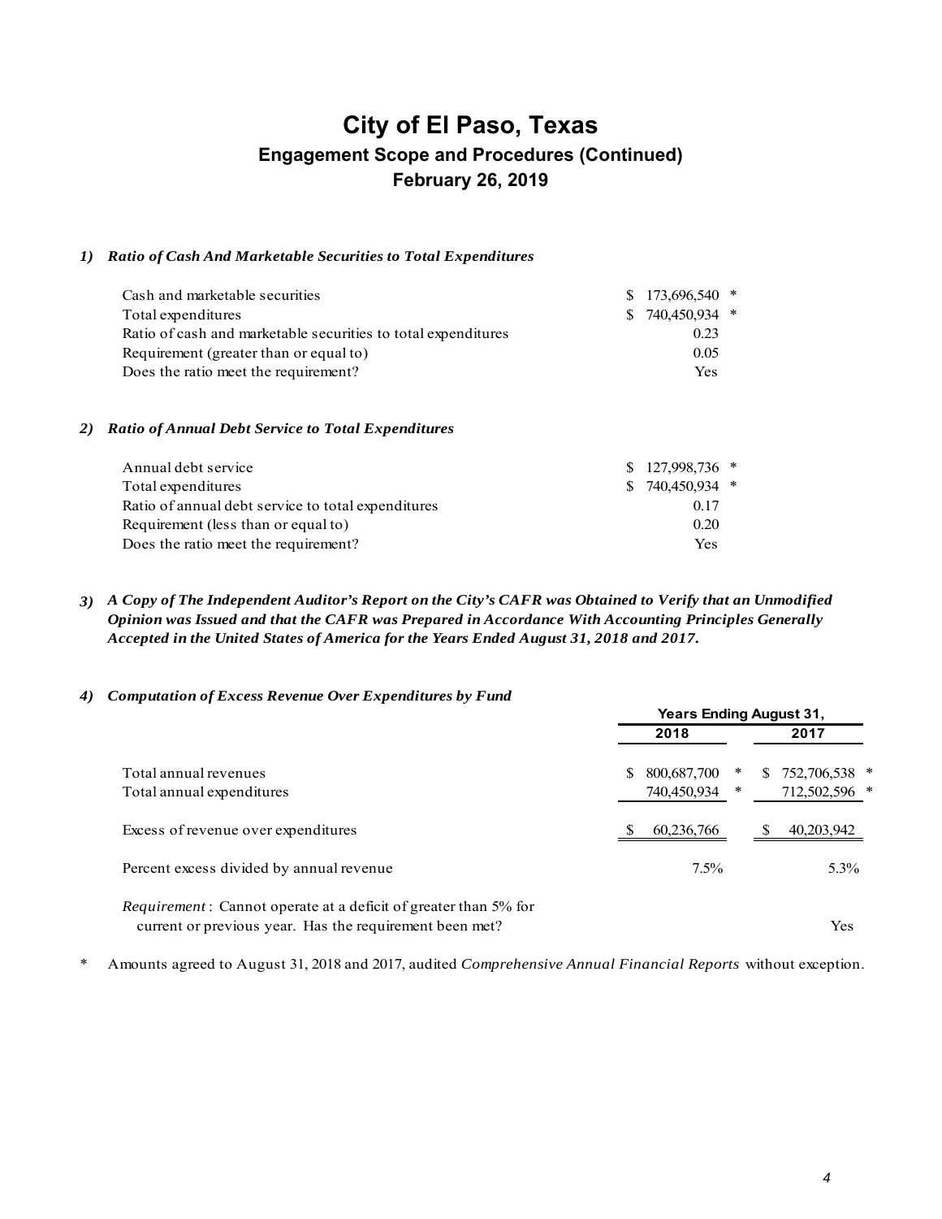# City of El Paso, Texas

## Engagement Scope and Procedures (Continued)

## February 26, 2019

### *1) Ratio of Cash And Marketable Securities to Total Expenditures*

| | |
|---|---|
| Cash and marketable securities | $ 173,696,540 * |
| Total expenditures | $ 740,450,934 * |
| Ratio of cash and marketable securities to total expenditures | 0.23 |
| Requirement (greater than or equal to) | 0.05 |
| Does the ratio meet the requirement? | Yes |

### *2) Ratio of Annual Debt Service to Total Expenditures*

| | |
|---|---|
| Annual debt service | $ 127,998,736 * |
| Total expenditures | $ 740,450,934 * |
| Ratio of annual debt service to total expenditures | 0.17 |
| Requirement (less than or equal to) | 0.20 |
| Does the ratio meet the requirement? | Yes |

### *3) A Copy of The Independent Auditor's Report on the City's CAFR was Obtained to Verify that an Unmodified Opinion was Issued and that the CAFR was Prepared in Accordance With Accounting Principles Generally Accepted in the United States of America for the Years Ended August 31, 2018 and 2017.*

### *4) Computation of Excess Revenue Over Expenditures by Fund*

| | Years Ending August 31, | |
|---|---|---|
| | 2018 | 2017 |
| Total annual revenues | $ 800,687,700 * | $ 752,706,538 * |
| Total annual expenditures | 740,450,934 * | 712,502,596 * |
| Excess of revenue over expenditures | $ 60,236,766 | $ 40,203,942 |
| Percent excess divided by annual revenue | 7.5% | 5.3% |
| *Requirement*: Cannot operate at a deficit of greater than 5% for current or previous year. Has the requirement been met? | | Yes |

\* Amounts agreed to August 31, 2018 and 2017, audited *Comprehensive Annual Financial Reports* without exception.